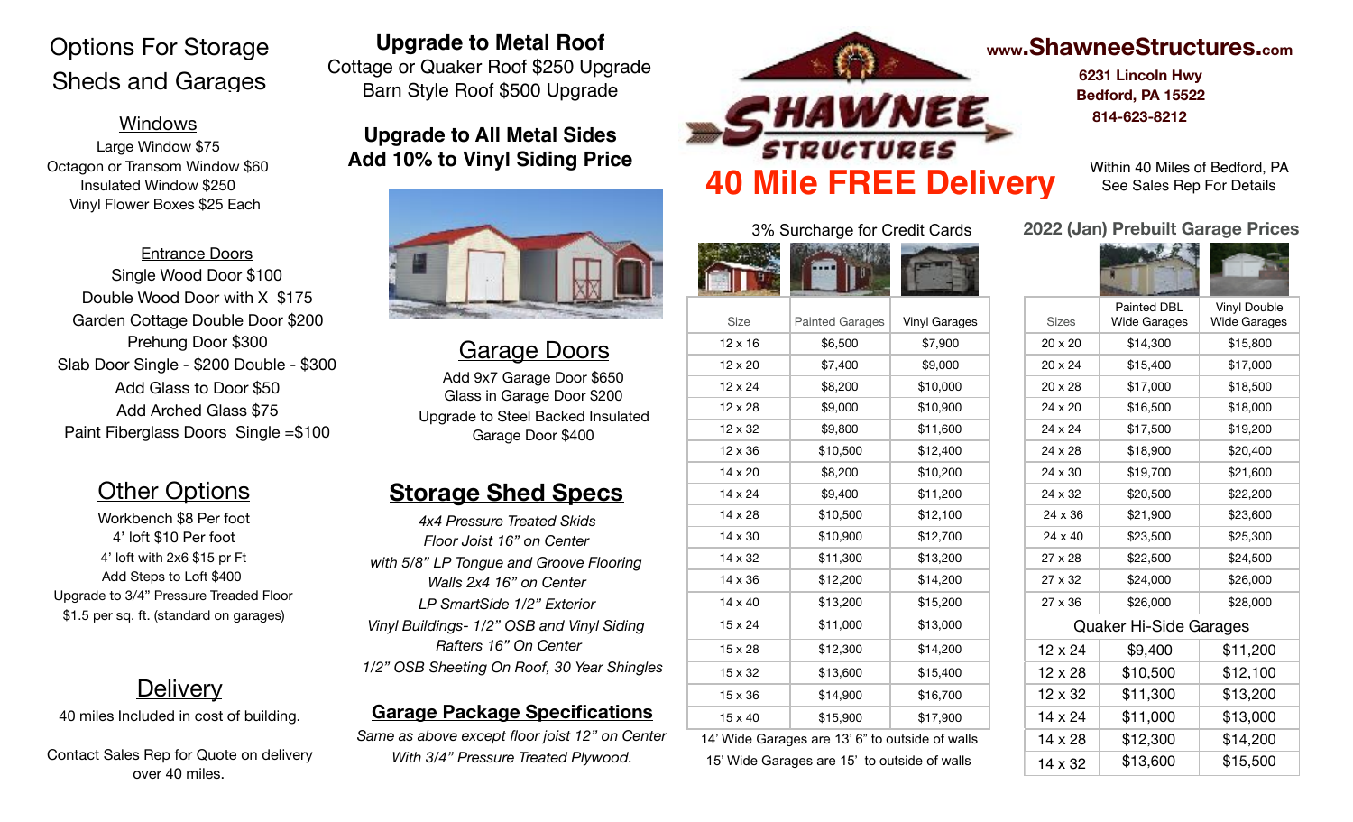# Options For Storage Sheds and Garages

## Windows

Large Window $75
Octagon or Transom Window $60
Insulated Window $250
Vinyl Flower Boxes $25 Each

## Entrance Doors

Single Wood Door $100
Double Wood Door with X $175
Garden Cottage Double Door $200
Prehung Door $300
Slab Door Single - $200 Double - $300
Add Glass to Door $50
Add Arched Glass $75
Paint Fiberglass Doors Single =$100

## Other Options

Workbench $8 Per foot
4' loft $10 Per foot
4' loft with 2x6 $15 pr Ft
Add Steps to Loft $400
Upgrade to 3/4" Pressure Treaded Floor $1.5 per sq. ft. (standard on garages)

## Delivery

40 miles Included in cost of building.

Contact Sales Rep for Quote on delivery over 40 miles.

## Upgrade to Metal Roof

Cottage or Quaker Roof $250 Upgrade
Barn Style Roof $500 Upgrade

## Upgrade to All Metal Sides

**Add 10% to Vinyl Siding Price**

## Garage Doors

Add 9x7 Garage Door $650
Glass in Garage Door $200
Upgrade to Steel Backed Insulated Garage Door $400

## Storage Shed Specs

*4x4 Pressure Treated Skids*
*Floor Joist 16" on Center*
*with 5/8" LP Tongue and Groove Flooring*
*Walls 2x4 16" on Center*
*LP SmartSide 1/2" Exterior*
*Vinyl Buildings- 1/2" OSB and Vinyl Siding*
*Rafters 16" On Center*
*1/2" OSB Sheeting On Roof, 30 Year Shingles*

## Garage Package Specifications

*Same as above except floor joist 12" on Center*
*With 3/4" Pressure Treated Plywood.*

# SHAWNEE STRUCTURES

**www.ShawneeStructures.com**

**6231 Lincoln Hwy**
**Bedford, PA 15522**
**814-623-8212**

## 40 Mile FREE Delivery

Within 40 Miles of Bedford, PA
See Sales Rep For Details

3% Surcharge for Credit Cards

| Size | Painted Garages | Vinyl Garages |
|---|---|---|
| 12 x 16 | $6,500 | $7,900 |
| 12 x 20 | $7,400 | $9,000 |
| 12 x 24 | $8,200 | $10,000 |
| 12 x 28 | $9,000 | $10,900 |
| 12 x 32 | $9,800 | $11,600 |
| 12 x 36 | $10,500 | $12,400 |
| 14 x 20 | $8,200 | $10,200 |
| 14 x 24 | $9,400 | $11,200 |
| 14 x 28 | $10,500 | $12,100 |
| 14 x 30 | $10,900 | $12,700 |
| 14 x 32 | $11,300 | $13,200 |
| 14 x 36 | $12,200 | $14,200 |
| 14 x 40 | $13,200 | $15,200 |
| 15 x 24 | $11,000 | $13,000 |
| 15 x 28 | $12,300 | $14,200 |
| 15 x 32 | $13,600 | $15,400 |
| 15 x 36 | $14,900 | $16,700 |
| 15 x 40 | $15,900 | $17,900 |

14' Wide Garages are 13' 6" to outside of walls
15' Wide Garages are 15' to outside of walls

## 2022 (Jan) Prebuilt Garage Prices

| Sizes | Painted DBL Wide Garages | Vinyl Double Wide Garages |
|---|---|---|
| 20 x 20 | $14,300 | $15,800 |
| 20 x 24 | $15,400 | $17,000 |
| 20 x 28 | $17,000 | $18,500 |
| 24 x 20 | $16,500 | $18,000 |
| 24 x 24 | $17,500 | $19,200 |
| 24 x 28 | $18,900 | $20,400 |
| 24 x 30 | $19,700 | $21,600 |
| 24 x 32 | $20,500 | $22,200 |
| 24 x 36 | $21,900 | $23,600 |
| 24 x 40 | $23,500 | $25,300 |
| 27 x 28 | $22,500 | $24,500 |
| 27 x 32 | $24,000 | $26,000 |
| 27 x 36 | $26,000 | $28,000 |
| Quaker Hi-Side Garages | | |
| 12 x 24 | $9,400 | $11,200 |
| 12 x 28 | $10,500 | $12,100 |
| 12 x 32 | $11,300 | $13,200 |
| 14 x 24 | $11,000 | $13,000 |
| 14 x 28 | $12,300 | $14,200 |
| 14 x 32 | $13,600 | $15,500 |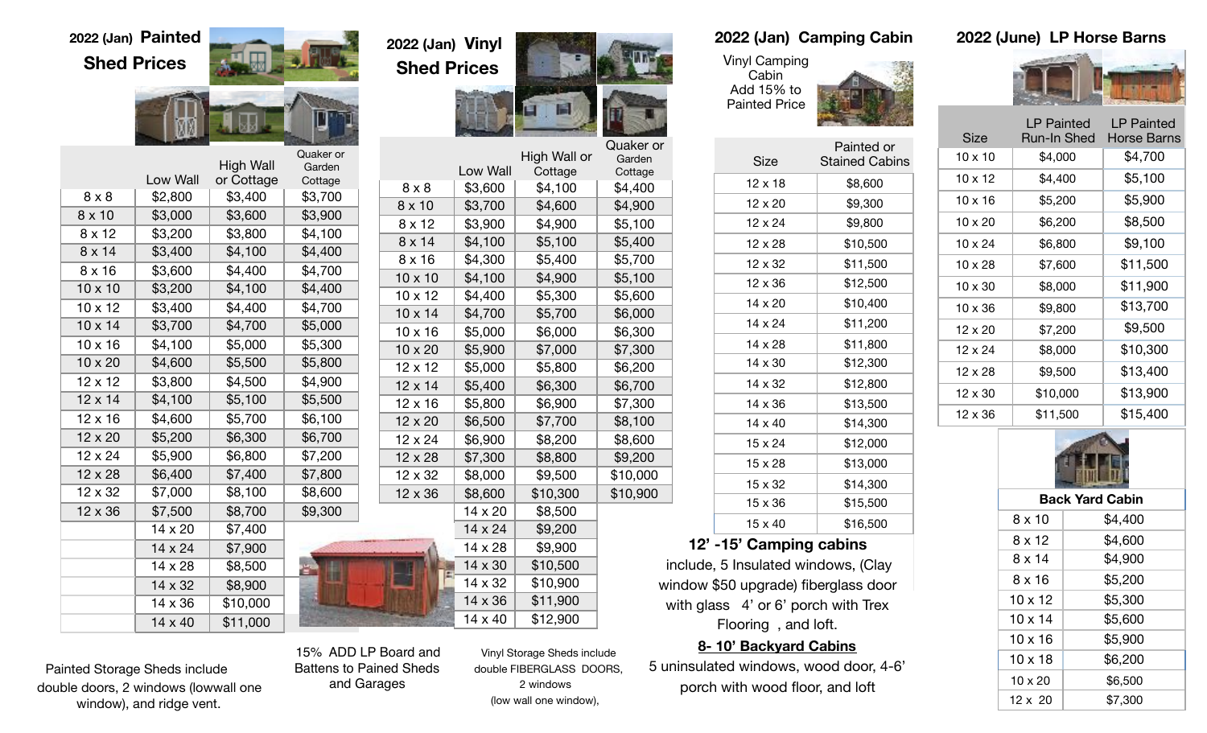## 2022 (Jan) Painted Shed Prices

| | Low Wall | High Wall or Cottage | Quaker or Garden Cottage |
|---|---|---|---|
| 8 x 8 | $2,800 | $3,400 | $3,700 |
| 8 x 10 | $3,000 | $3,600 | $3,900 |
| 8 x 12 | $3,200 | $3,800 | $4,100 |
| 8 x 14 | $3,400 | $4,100 | $4,400 |
| 8 x 16 | $3,600 | $4,400 | $4,700 |
| 10 x 10 | $3,200 | $4,100 | $4,400 |
| 10 x 12 | $3,400 | $4,400 | $4,700 |
| 10 x 14 | $3,700 | $4,700 | $5,000 |
| 10 x 16 | $4,100 | $5,000 | $5,300 |
| 10 x 20 | $4,600 | $5,500 | $5,800 |
| 12 x 12 | $3,800 | $4,500 | $4,900 |
| 12 x 14 | $4,100 | $5,100 | $5,500 |
| 12 x 16 | $4,600 | $5,700 | $6,100 |
| 12 x 20 | $5,200 | $6,300 | $6,700 |
| 12 x 24 | $5,900 | $6,800 | $7,200 |
| 12 x 28 | $6,400 | $7,400 | $7,800 |
| 12 x 32 | $7,000 | $8,100 | $8,600 |
| 12 x 36 | $7,500 | $8,700 | $9,300 |
| | 14 x 20 | $7,400 | |
| | 14 x 24 | $7,900 | |
| | 14 x 28 | $8,500 | |
| | 14 x 32 | $8,900 | |
| | 14 x 36 | $10,000 | |
| | 14 x 40 | $11,000 | |

Painted Storage Sheds include double doors, 2 windows (lowwall one window), and ridge vent.

15% ADD LP Board and Battens to Painted Sheds and Garages

## 2022 (Jan) Vinyl Shed Prices

| | Low Wall | High Wall or Cottage | Quaker or Garden Cottage |
|---|---|---|---|
| 8 x 8 | $3,600 | $4,100 | $4,400 |
| 8 x 10 | $3,700 | $4,600 | $4,900 |
| 8 x 12 | $3,900 | $4,900 | $5,100 |
| 8 x 14 | $4,100 | $5,100 | $5,400 |
| 8 x 16 | $4,300 | $5,400 | $5,700 |
| 10 x 10 | $4,100 | $4,900 | $5,100 |
| 10 x 12 | $4,400 | $5,300 | $5,600 |
| 10 x 14 | $4,700 | $5,700 | $6,000 |
| 10 x 16 | $5,000 | $6,000 | $6,300 |
| 10 x 20 | $5,900 | $7,000 | $7,300 |
| 12 x 12 | $5,000 | $5,800 | $6,200 |
| 12 x 14 | $5,400 | $6,300 | $6,700 |
| 12 x 16 | $5,800 | $6,900 | $7,300 |
| 12 x 20 | $6,500 | $7,700 | $8,100 |
| 12 x 24 | $6,900 | $8,200 | $8,600 |
| 12 x 28 | $7,300 | $8,800 | $9,200 |
| 12 x 32 | $8,000 | $9,500 | $10,000 |
| 12 x 36 | $8,600 | $10,300 | $10,900 |
| | 14 x 20 | $8,500 | |
| | 14 x 24 | $9,200 | |
| | 14 x 28 | $9,900 | |
| | 14 x 30 | $10,500 | |
| | 14 x 32 | $10,900 | |
| | 14 x 36 | $11,900 | |
| | 14 x 40 | $12,900 | |

Vinyl Storage Sheds include double FIBERGLASS DOORS, 2 windows (low wall one window),

## 2022 (Jan) Camping Cabin

Vinyl Camping Cabin Add 15% to Painted Price

| Size | Painted or Stained Cabins |
|---|---|
| 12 x 18 | $8,600 |
| 12 x 20 | $9,300 |
| 12 x 24 | $9,800 |
| 12 x 28 | $10,500 |
| 12 x 32 | $11,500 |
| 12 x 36 | $12,500 |
| 14 x 20 | $10,400 |
| 14 x 24 | $11,200 |
| 14 x 28 | $11,800 |
| 14 x 30 | $12,300 |
| 14 x 32 | $12,800 |
| 14 x 36 | $13,500 |
| 14 x 40 | $14,300 |
| 15 x 24 | $12,000 |
| 15 x 28 | $13,000 |
| 15 x 32 | $14,300 |
| 15 x 36 | $15,500 |
| 15 x 40 | $16,500 |

**12' -15' Camping cabins** include, 5 Insulated windows, (Clay window $50 upgrade) fiberglass door with glass 4' or 6' porch with Trex Flooring , and loft.

**8- 10' Backyard Cabins**

5 uninsulated windows, wood door, 4-6' porch with wood floor, and loft

## 2022 (June) LP Horse Barns

| Size | LP Painted Run-In Shed | LP Painted Horse Barns |
|---|---|---|
| 10 x 10 | $4,000 | $4,700 |
| 10 x 12 | $4,400 | $5,100 |
| 10 x 16 | $5,200 | $5,900 |
| 10 x 20 | $6,200 | $8,500 |
| 10 x 24 | $6,800 | $9,100 |
| 10 x 28 | $7,600 | $11,500 |
| 10 x 30 | $8,000 | $11,900 |
| 10 x 36 | $9,800 | $13,700 |
| 12 x 20 | $7,200 | $9,500 |
| 12 x 24 | $8,000 | $10,300 |
| 12 x 28 | $9,500 | $13,400 |
| 12 x 30 | $10,000 | $13,900 |
| 12 x 36 | $11,500 | $15,400 |

| Back Yard Cabin | |
|---|---|
| 8 x 10 | $4,400 |
| 8 x 12 | $4,600 |
| 8 x 14 | $4,900 |
| 8 x 16 | $5,200 |
| 10 x 12 | $5,300 |
| 10 x 14 | $5,600 |
| 10 x 16 | $5,900 |
| 10 x 18 | $6,200 |
| 10 x 20 | $6,500 |
| 12 x 20 | $7,300 |